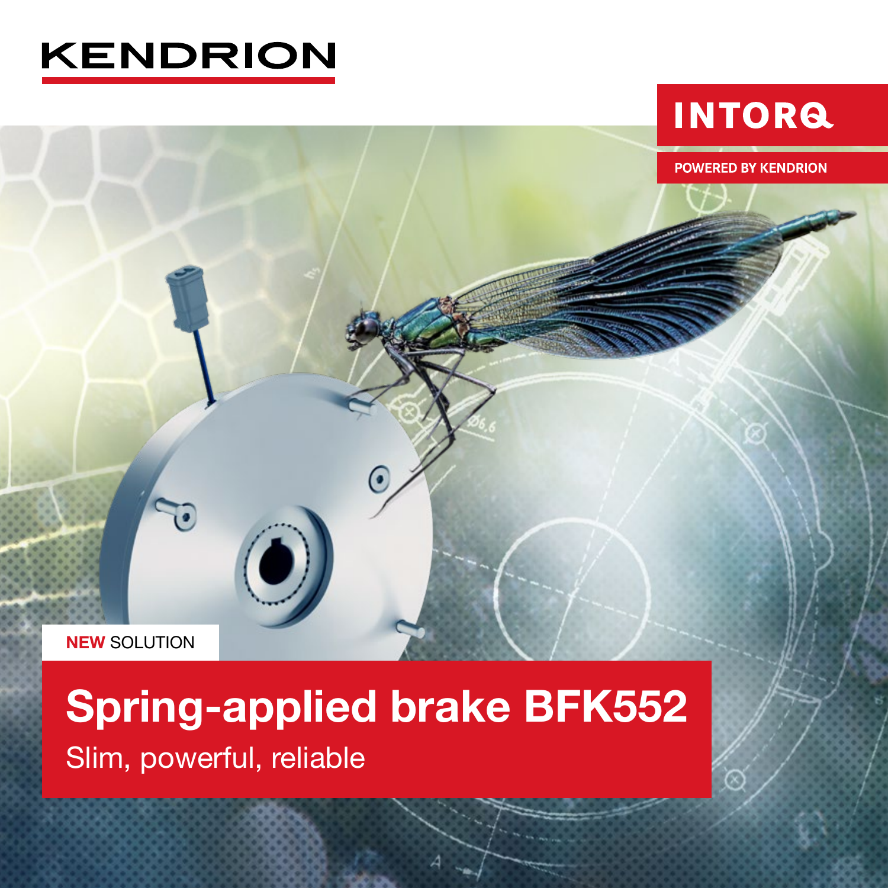KENDRION

INTORQ

POWERED BY KENDRION

**NEW** SOLUTION

# Spring-applied brake BFK552

Slim, powerful, reliable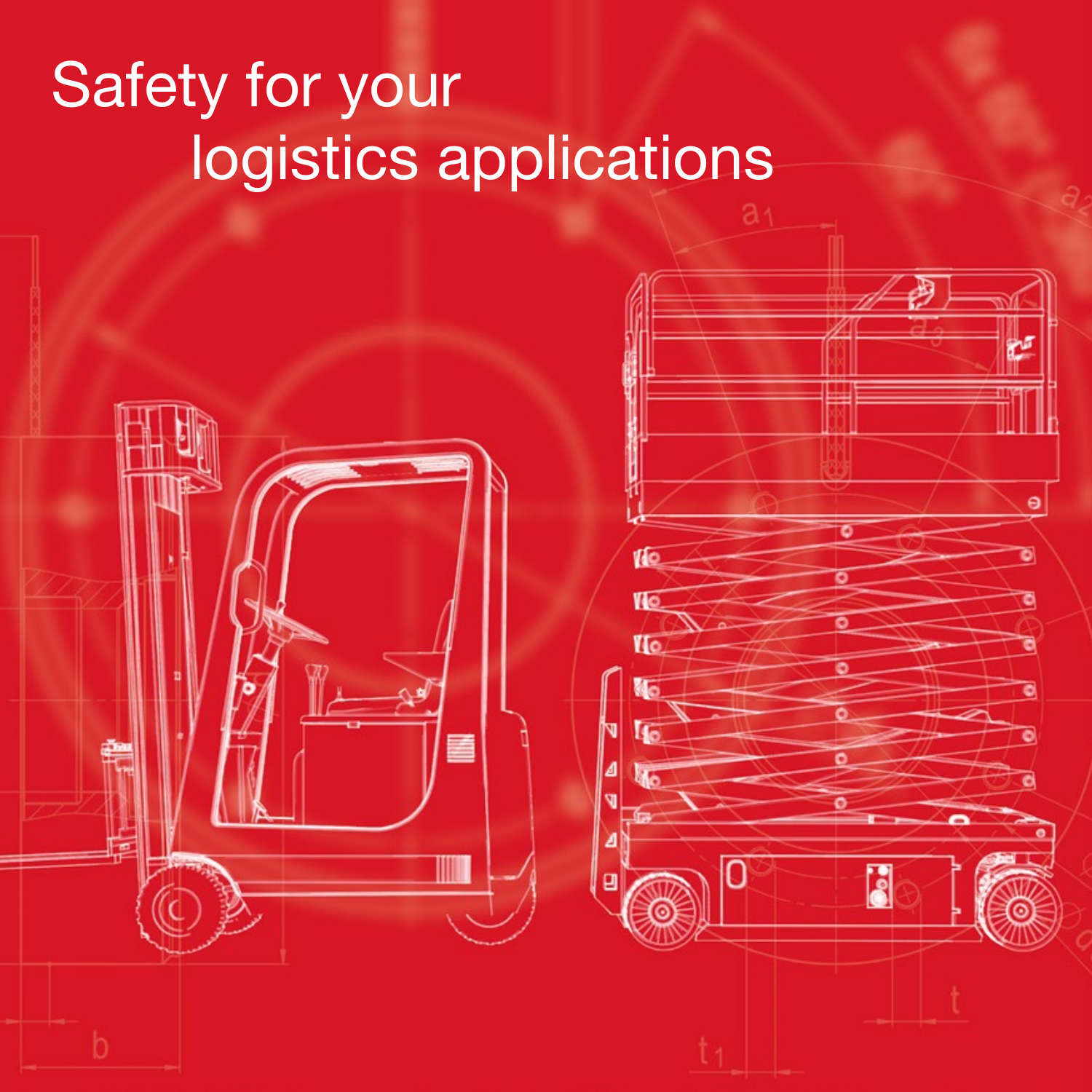# Safety for your logistics applications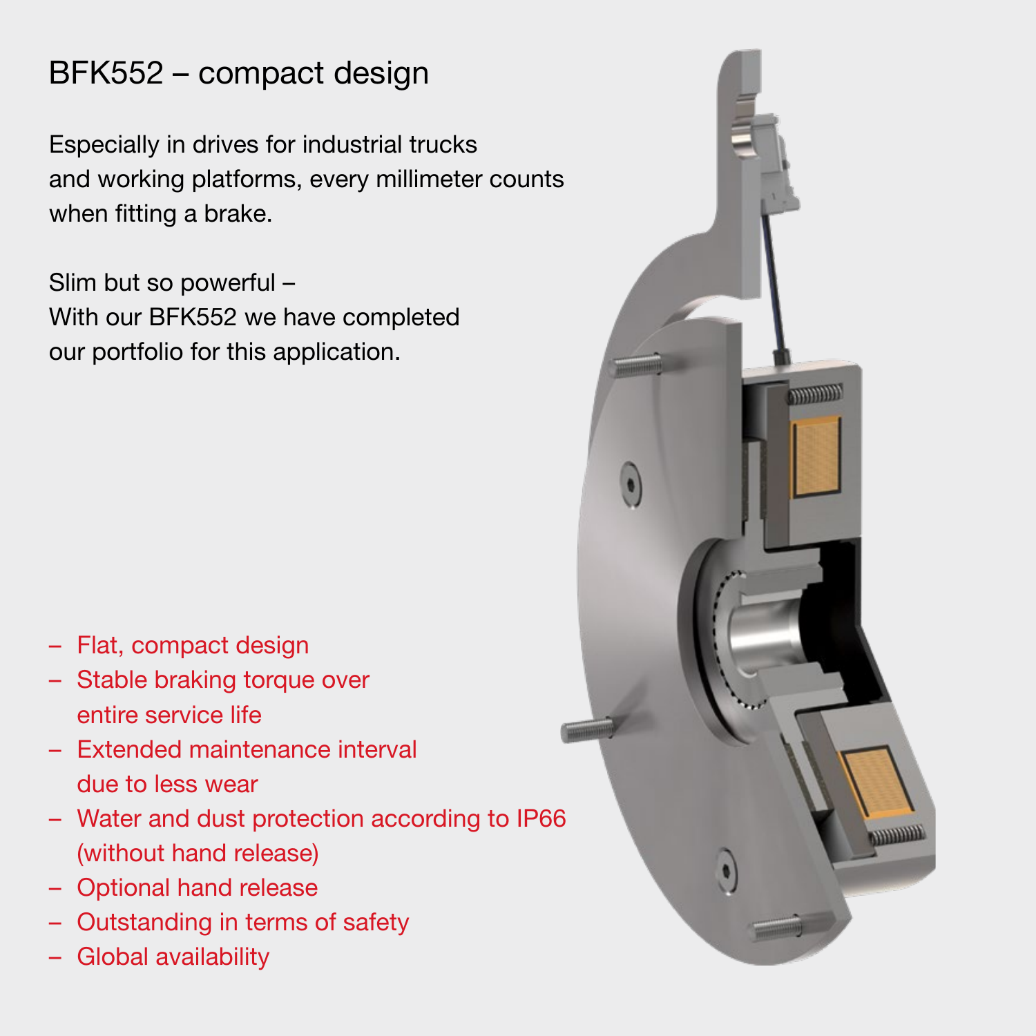# BFK552 – compact design

Especially in drives for industrial trucks and working platforms, every millimeter counts when fitting a brake.

Slim but so powerful –
With our BFK552 we have completed our portfolio for this application.

- Flat, compact design
- Stable braking torque over entire service life
- Extended maintenance interval due to less wear
- Water and dust protection according to IP66 (without hand release)
- Optional hand release
- Outstanding in terms of safety
- Global availability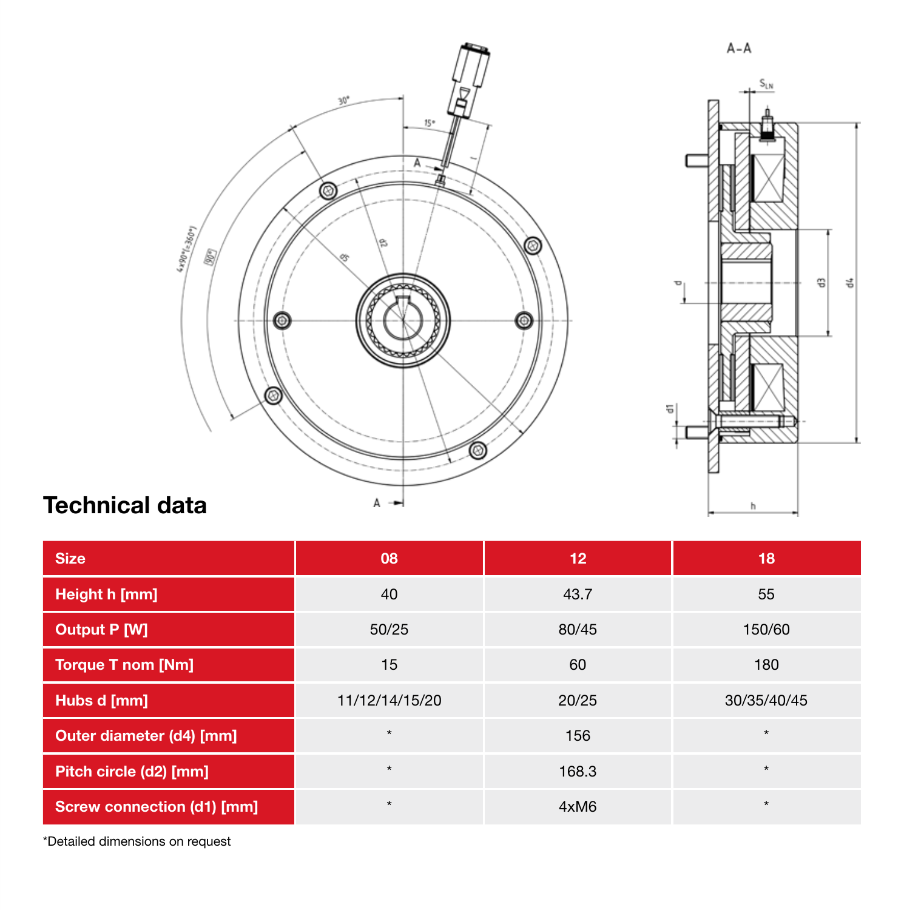## Technical data

| Size | 08 | 12 | 18 |
| --- | --- | --- | --- |
| Height h [mm] | 40 | 43.7 | 55 |
| Output P [W] | 50/25 | 80/45 | 150/60 |
| Torque T nom [Nm] | 15 | 60 | 180 |
| Hubs d [mm] | 11/12/14/15/20 | 20/25 | 30/35/40/45 |
| Outer diameter (d4) [mm] | * | 156 | * |
| Pitch circle (d2) [mm] | * | 168.3 | * |
| Screw connection (d1) [mm] | * | 4xM6 | * |

*Detailed dimensions on request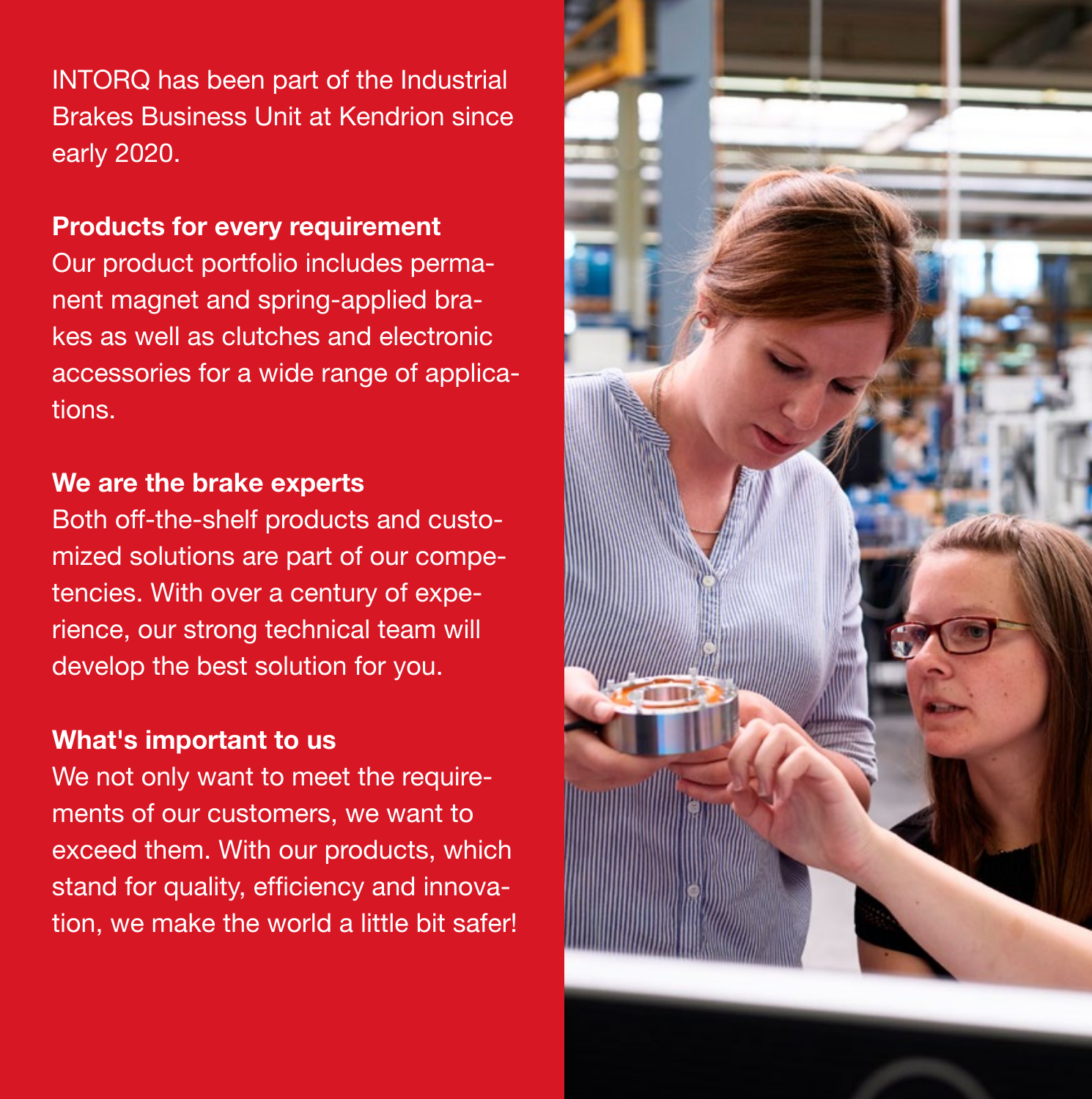INTORQ has been part of the Industrial Brakes Business Unit at Kendrion since early 2020.

### Products for every requirement

Our product portfolio includes permanent magnet and spring-applied brakes as well as clutches and electronic accessories for a wide range of applications.

### We are the brake experts

Both off-the-shelf products and customized solutions are part of our competencies. With over a century of experience, our strong technical team will develop the best solution for you.

### What's important to us

We not only want to meet the requirements of our customers, we want to exceed them. With our products, which stand for quality, efficiency and innovation, we make the world a little bit safer!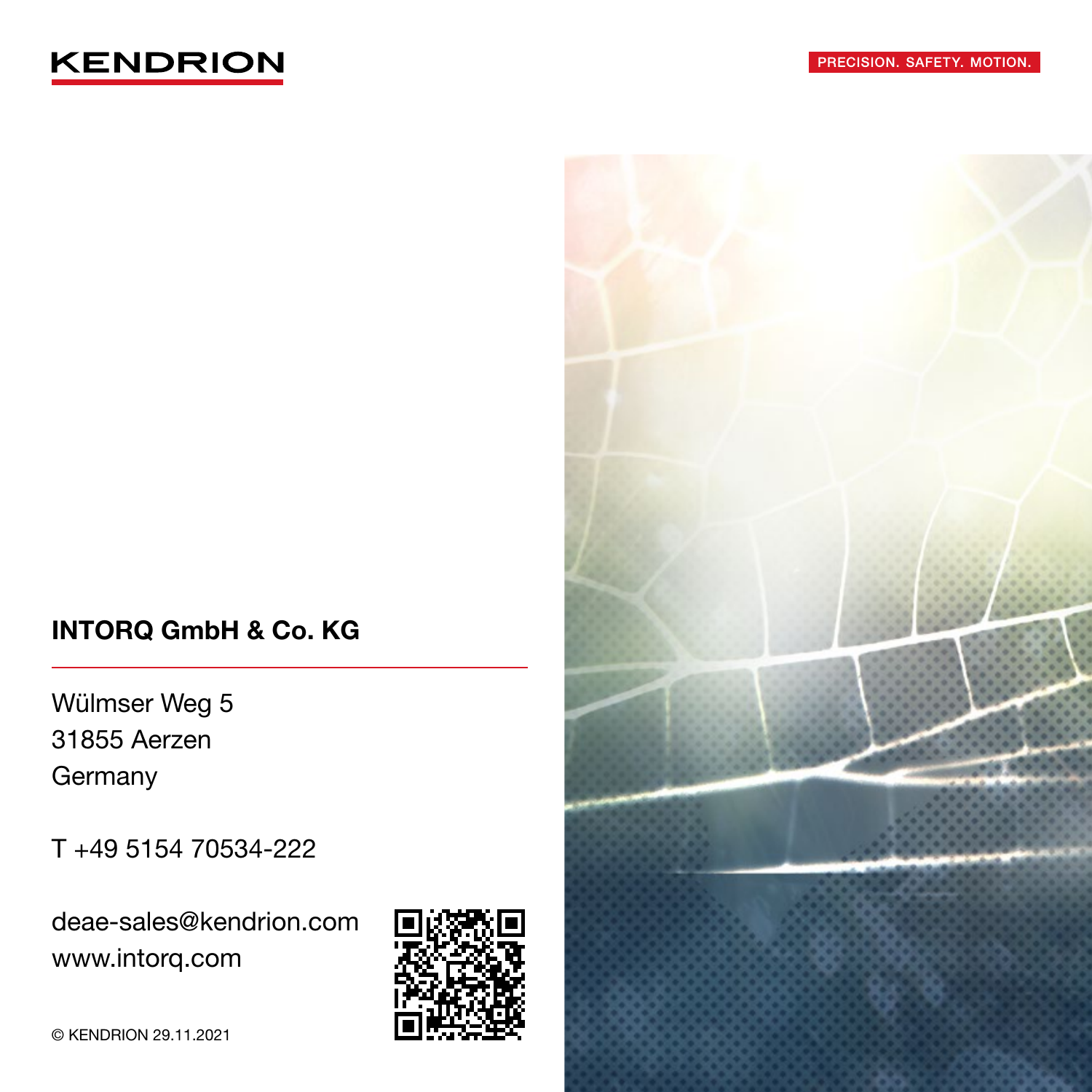KENDRION

PRECISION. SAFETY. MOTION.

**INTORQ GmbH & Co. KG**

Wülmser Weg 5
31855 Aerzen
Germany

T +49 5154 70534-222

deae-sales@kendrion.com
www.intorq.com

© KENDRION 29.11.2021